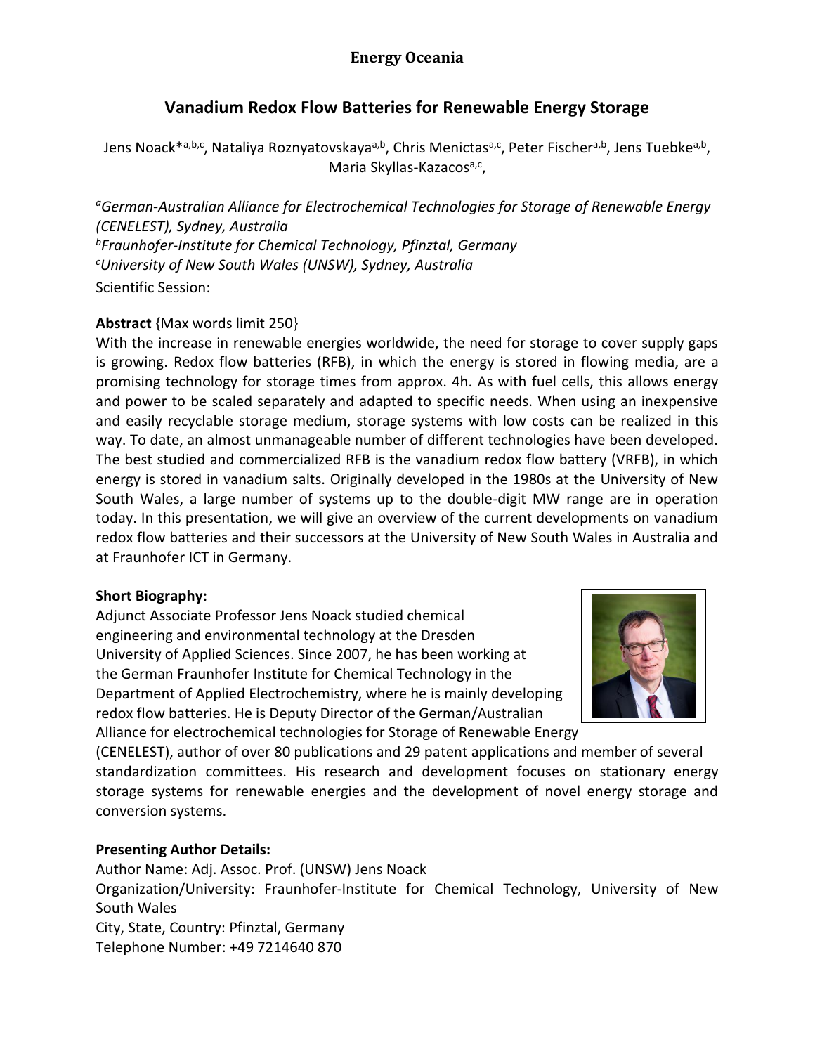**Energy Oceania**

# Vanadium Redox Flow Batteries for Renewable Energy Storage

Jens Noack*[a,b,c], Nataliya Roznyatovskaya[a,b], Chris Menictas[a,c], Peter Fischer[a,b], Jens Tuebke[a,b], Maria Skyllas-Kazacos[a,c],

*[a]German-Australian Alliance for Electrochemical Technologies for Storage of Renewable Energy (CENELEST), Sydney, Australia*
*[b]Fraunhofer-Institute for Chemical Technology, Pfinztal, Germany*
*[c]University of New South Wales (UNSW), Sydney, Australia*
Scientific Session:

**Abstract** {Max words limit 250}
With the increase in renewable energies worldwide, the need for storage to cover supply gaps is growing. Redox flow batteries (RFB), in which the energy is stored in flowing media, are a promising technology for storage times from approx. 4h. As with fuel cells, this allows energy and power to be scaled separately and adapted to specific needs. When using an inexpensive and easily recyclable storage medium, storage systems with low costs can be realized in this way. To date, an almost unmanageable number of different technologies have been developed. The best studied and commercialized RFB is the vanadium redox flow battery (VRFB), in which energy is stored in vanadium salts. Originally developed in the 1980s at the University of New South Wales, a large number of systems up to the double-digit MW range are in operation today. In this presentation, we will give an overview of the current developments on vanadium redox flow batteries and their successors at the University of New South Wales in Australia and at Fraunhofer ICT in Germany.

**Short Biography:**
Adjunct Associate Professor Jens Noack studied chemical engineering and environmental technology at the Dresden University of Applied Sciences. Since 2007, he has been working at the German Fraunhofer Institute for Chemical Technology in the Department of Applied Electrochemistry, where he is mainly developing redox flow batteries. He is Deputy Director of the German/Australian Alliance for electrochemical technologies for Storage of Renewable Energy (CENELEST), author of over 80 publications and 29 patent applications and member of several standardization committees. His research and development focuses on stationary energy storage systems for renewable energies and the development of novel energy storage and conversion systems.

**Presenting Author Details:**
Author Name: Adj. Assoc. Prof. (UNSW) Jens Noack
Organization/University: Fraunhofer-Institute for Chemical Technology, University of New South Wales
City, State, Country: Pfinztal, Germany
Telephone Number: +49 7214640 870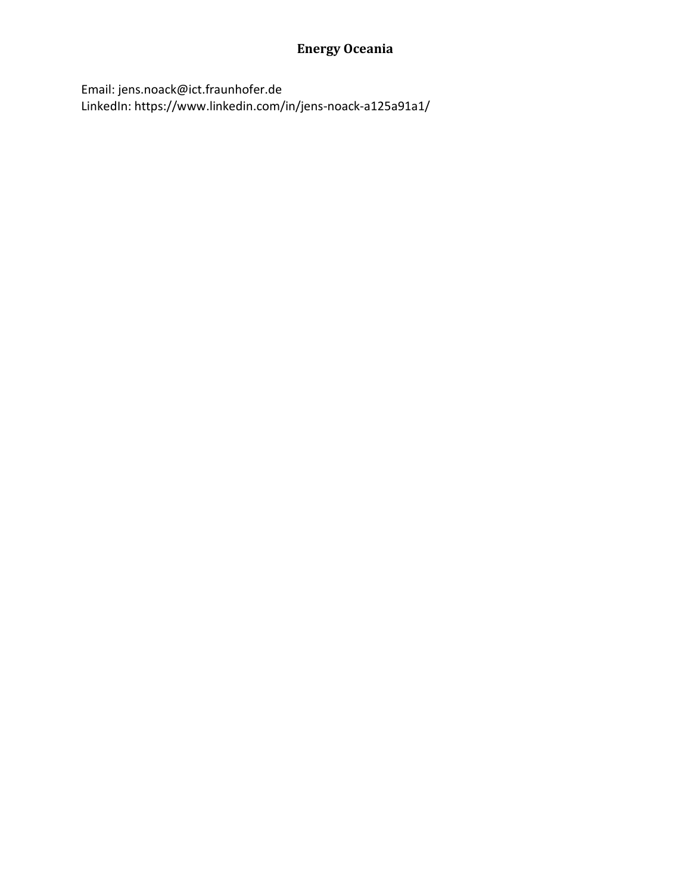**Energy Oceania**

Email: jens.noack@ict.fraunhofer.de
LinkedIn: https://www.linkedin.com/in/jens-noack-a125a91a1/